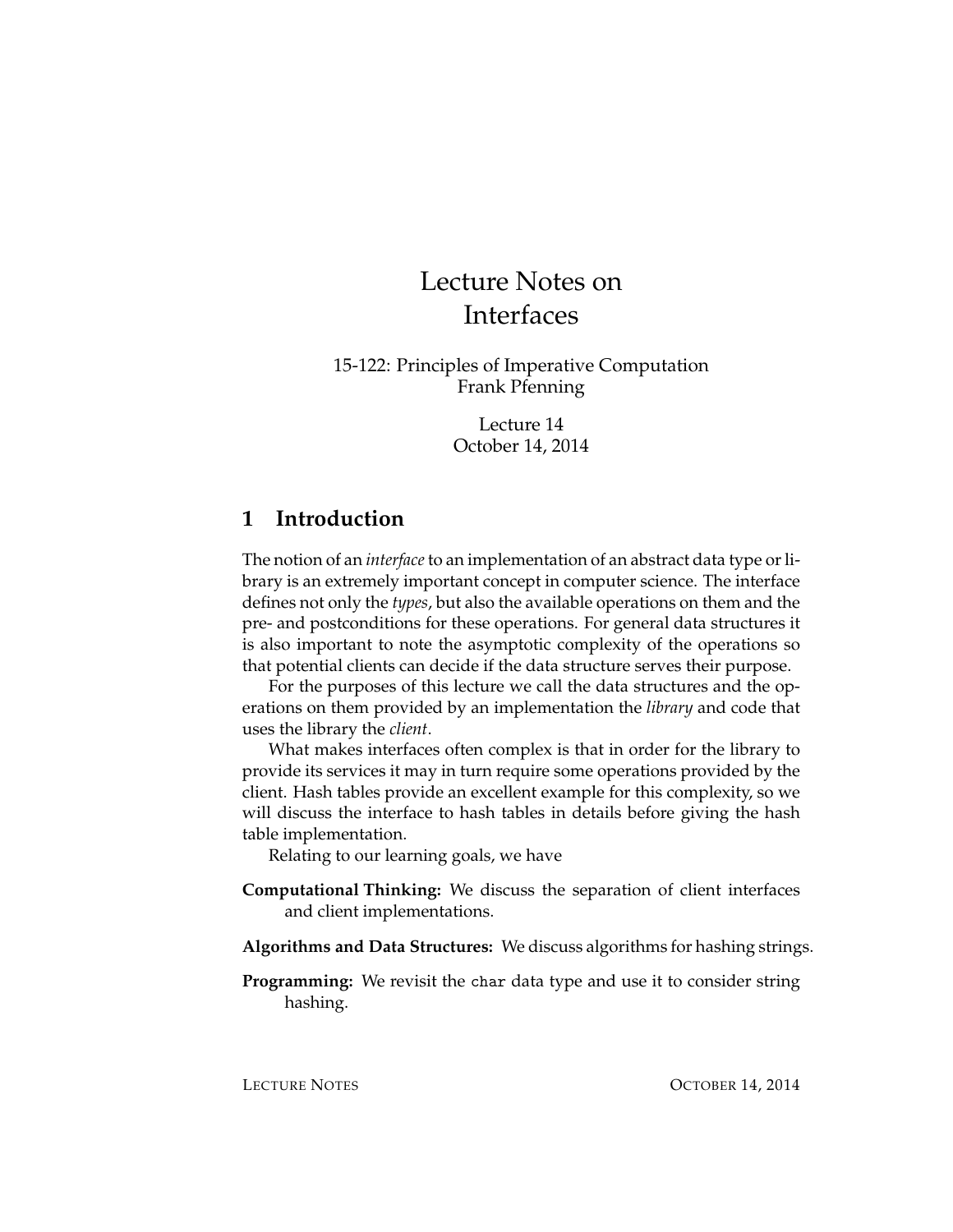# Lecture Notes on Interfaces

15-122: Principles of Imperative Computation
Frank Pfenning

Lecture 14
October 14, 2014

## 1 Introduction

The notion of an *interface* to an implementation of an abstract data type or library is an extremely important concept in computer science. The interface defines not only the *types*, but also the available operations on them and the pre- and postconditions for these operations. For general data structures it is also important to note the asymptotic complexity of the operations so that potential clients can decide if the data structure serves their purpose.

For the purposes of this lecture we call the data structures and the operations on them provided by an implementation the *library* and code that uses the library the *client*.

What makes interfaces often complex is that in order for the library to provide its services it may in turn require some operations provided by the client. Hash tables provide an excellent example for this complexity, so we will discuss the interface to hash tables in details before giving the hash table implementation.

Relating to our learning goals, we have

**Computational Thinking:** We discuss the separation of client interfaces and client implementations.

**Algorithms and Data Structures:** We discuss algorithms for hashing strings.

**Programming:** We revisit the `char` data type and use it to consider string hashing.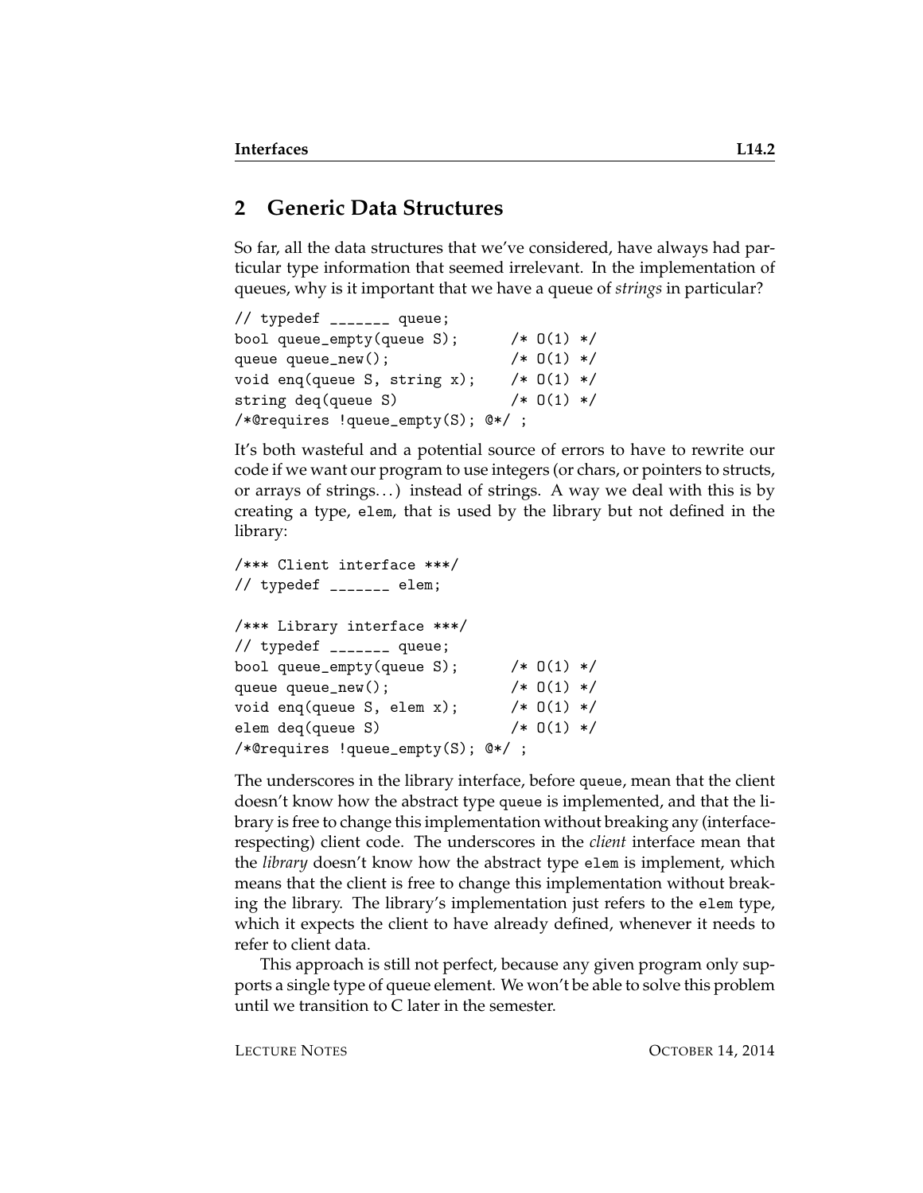## 2 Generic Data Structures

So far, all the data structures that we've considered, have always had particular type information that seemed irrelevant. In the implementation of queues, why is it important that we have a queue of *strings* in particular?

```
// typedef _______ queue;
bool queue_empty(queue S);      /* O(1) */
queue queue_new();              /* O(1) */
void enq(queue S, string x);    /* O(1) */
string deq(queue S)             /* O(1) */
/*@requires !queue_empty(S); @*/ ;
```

It's both wasteful and a potential source of errors to have to rewrite our code if we want our program to use integers (or chars, or pointers to structs, or arrays of strings...) instead of strings. A way we deal with this is by creating a type, `elem`, that is used by the library but not defined in the library:

```
/*** Client interface ***/
// typedef _______ elem;

/*** Library interface ***/
// typedef _______ queue;
bool queue_empty(queue S);      /* O(1) */
queue queue_new();              /* O(1) */
void enq(queue S, elem x);      /* O(1) */
elem deq(queue S)               /* O(1) */
/*@requires !queue_empty(S); @*/ ;
```

The underscores in the library interface, before `queue`, mean that the client doesn't know how the abstract type `queue` is implemented, and that the library is free to change this implementation without breaking any (interface-respecting) client code. The underscores in the *client* interface mean that the *library* doesn't know how the abstract type `elem` is implement, which means that the client is free to change this implementation without breaking the library. The library's implementation just refers to the `elem` type, which it expects the client to have already defined, whenever it needs to refer to client data.

This approach is still not perfect, because any given program only supports a single type of queue element. We won't be able to solve this problem until we transition to C later in the semester.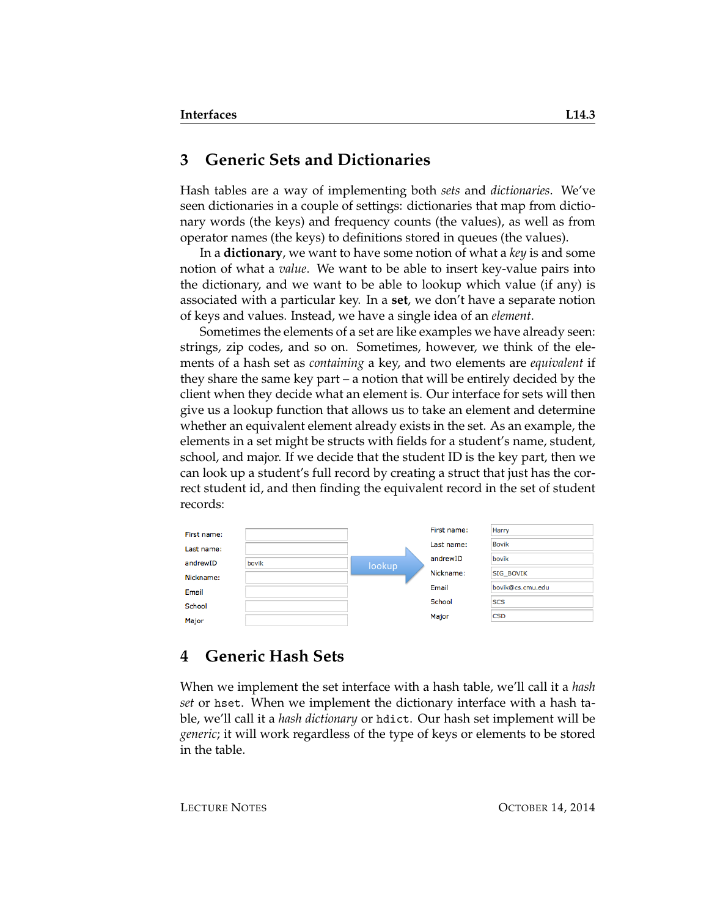## 3 Generic Sets and Dictionaries

Hash tables are a way of implementing both *sets* and *dictionaries*. We've seen dictionaries in a couple of settings: dictionaries that map from dictionary words (the keys) and frequency counts (the values), as well as from operator names (the keys) to definitions stored in queues (the values).

In a **dictionary**, we want to have some notion of what a *key* is and some notion of what a *value*. We want to be able to insert key-value pairs into the dictionary, and we want to be able to lookup which value (if any) is associated with a particular key. In a **set**, we don't have a separate notion of keys and values. Instead, we have a single idea of an *element*.

Sometimes the elements of a set are like examples we have already seen: strings, zip codes, and so on. Sometimes, however, we think of the elements of a hash set as *containing* a key, and two elements are *equivalent* if they share the same key part – a notion that will be entirely decided by the client when they decide what an element is. Our interface for sets will then give us a lookup function that allows us to take an element and determine whether an equivalent element already exists in the set. As an example, the elements in a set might be structs with fields for a student's name, student, school, and major. If we decide that the student ID is the key part, then we can look up a student's full record by creating a struct that just has the correct student id, and then finding the equivalent record in the set of student records:

| First name: | | → lookup → | First name: | Harry |
|---|---|---|---|---|
| Last name: | | | Last name: | Bovik |
| andrewID | bovik | | andrewID | bovik |
| Nickname: | | | Nickname: | SIG_BOVIK |
| Email | | | Email | bovik@cs.cmu.edu |
| School | | | School | SCS |
| Major | | | Major | CSD |

## 4 Generic Hash Sets

When we implement the set interface with a hash table, we'll call it a *hash set* or `hset`. When we implement the dictionary interface with a hash table, we'll call it a *hash dictionary* or `hdict`. Our hash set implement will be *generic*; it will work regardless of the type of keys or elements to be stored in the table.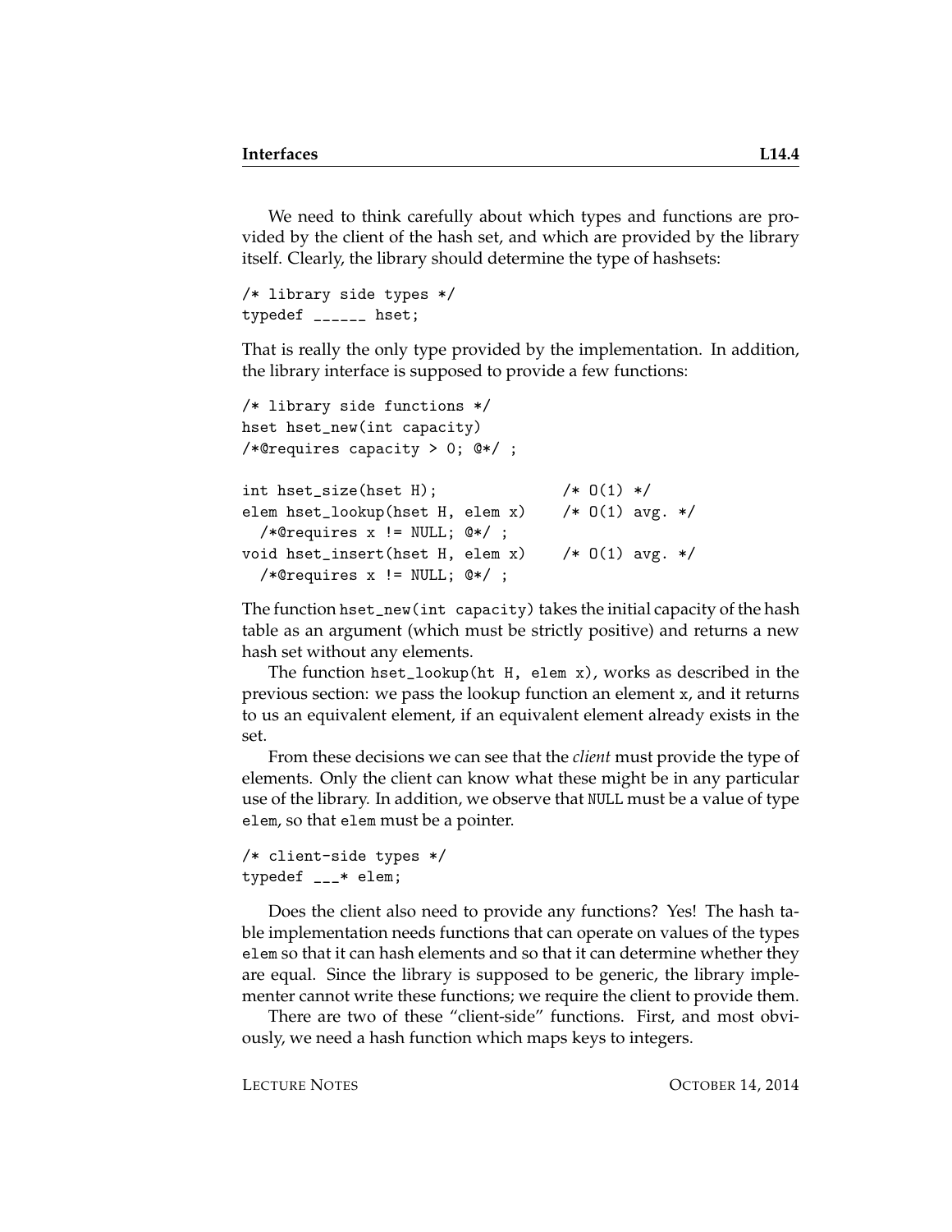We need to think carefully about which types and functions are provided by the client of the hash set, and which are provided by the library itself. Clearly, the library should determine the type of hashsets:

```
/* library side types */
typedef ______ hset;
```

That is really the only type provided by the implementation. In addition, the library interface is supposed to provide a few functions:

```
/* library side functions */
hset hset_new(int capacity)
/*@requires capacity > 0; @*/ ;

int hset_size(hset H);              /* O(1) */
elem hset_lookup(hset H, elem x)    /* O(1) avg. */
  /*@requires x != NULL; @*/ ;
void hset_insert(hset H, elem x)    /* O(1) avg. */
  /*@requires x != NULL; @*/ ;
```

The function `hset_new(int capacity)` takes the initial capacity of the hash table as an argument (which must be strictly positive) and returns a new hash set without any elements.

The function `hset_lookup(ht H, elem x)`, works as described in the previous section: we pass the lookup function an element `x`, and it returns to us an equivalent element, if an equivalent element already exists in the set.

From these decisions we can see that the *client* must provide the type of elements. Only the client can know what these might be in any particular use of the library. In addition, we observe that `NULL` must be a value of type `elem`, so that `elem` must be a pointer.

```
/* client-side types */
typedef ___* elem;
```

Does the client also need to provide any functions? Yes! The hash table implementation needs functions that can operate on values of the types `elem` so that it can hash elements and so that it can determine whether they are equal. Since the library is supposed to be generic, the library implementer cannot write these functions; we require the client to provide them.

There are two of these "client-side" functions. First, and most obviously, we need a hash function which maps keys to integers.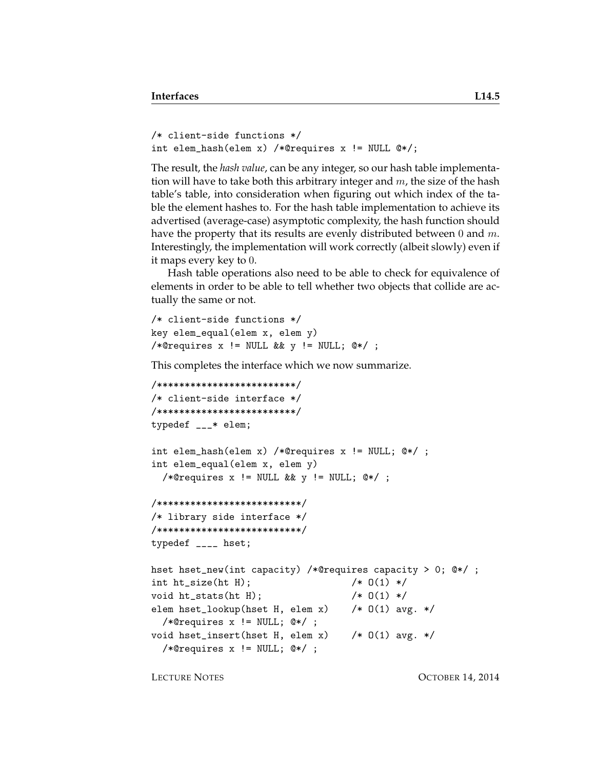```
/* client-side functions */
int elem_hash(elem x) /*@requires x != NULL @*/;
```

The result, the *hash value*, can be any integer, so our hash table implementation will have to take both this arbitrary integer and $m$, the size of the hash table's table, into consideration when figuring out which index of the table the element hashes to. For the hash table implementation to achieve its advertised (average-case) asymptotic complexity, the hash function should have the property that its results are evenly distributed between $0$ and $m$. Interestingly, the implementation will work correctly (albeit slowly) even if it maps every key to $0$.

Hash table operations also need to be able to check for equivalence of elements in order to be able to tell whether two objects that collide are actually the same or not.

```
/* client-side functions */
key elem_equal(elem x, elem y)
/*@requires x != NULL && y != NULL; @*/ ;
```

This completes the interface which we now summarize.

```
/*************************/
/* client-side interface */
/*************************/
typedef ___* elem;

int elem_hash(elem x) /*@requires x != NULL; @*/ ;
int elem_equal(elem x, elem y)
  /*@requires x != NULL && y != NULL; @*/ ;

/**************************/
/* library side interface */
/**************************/
typedef ____ hset;

hset hset_new(int capacity) /*@requires capacity > 0; @*/ ;
int ht_size(ht H);                  /* O(1) */
void ht_stats(ht H);                /* O(1) */
elem hset_lookup(hset H, elem x)    /* O(1) avg. */
  /*@requires x != NULL; @*/ ;
void hset_insert(hset H, elem x)    /* O(1) avg. */
  /*@requires x != NULL; @*/ ;
```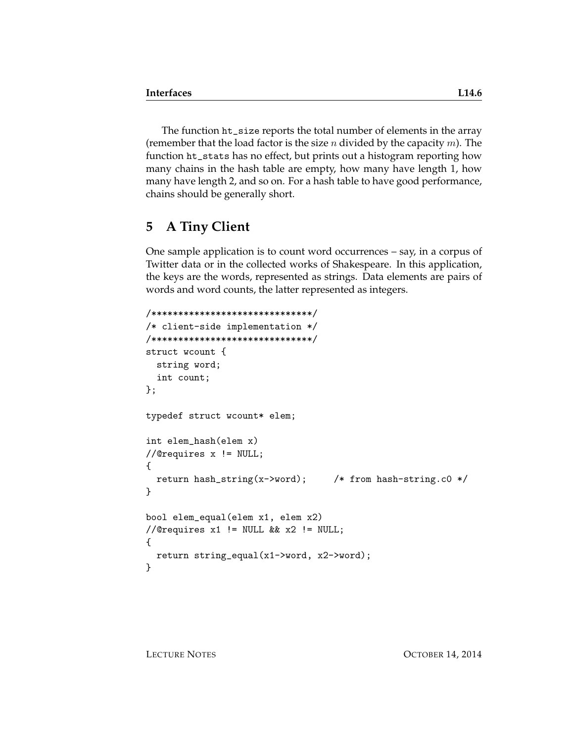The function `ht_size` reports the total number of elements in the array (remember that the load factor is the size $n$ divided by the capacity $m$). The function `ht_stats` has no effect, but prints out a histogram reporting how many chains in the hash table are empty, how many have length 1, how many have length 2, and so on. For a hash table to have good performance, chains should be generally short.

## 5 A Tiny Client

One sample application is to count word occurrences – say, in a corpus of Twitter data or in the collected works of Shakespeare. In this application, the keys are the words, represented as strings. Data elements are pairs of words and word counts, the latter represented as integers.

```
/******************************/
/* client-side implementation */
/******************************/
struct wcount {
  string word;
  int count;
};

typedef struct wcount* elem;

int elem_hash(elem x)
//@requires x != NULL;
{
  return hash_string(x->word);     /* from hash-string.c0 */
}

bool elem_equal(elem x1, elem x2)
//@requires x1 != NULL && x2 != NULL;
{
  return string_equal(x1->word, x2->word);
}
```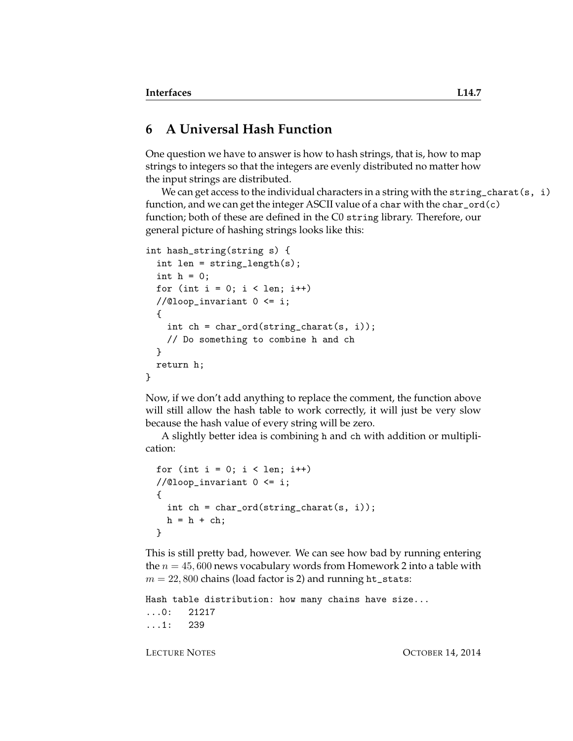## 6 A Universal Hash Function

One question we have to answer is how to hash strings, that is, how to map strings to integers so that the integers are evenly distributed no matter how the input strings are distributed.

We can get access to the individual characters in a string with the `string_charat(s, i)` function, and we can get the integer ASCII value of a `char` with the `char_ord(c)` function; both of these are defined in the C0 `string` library. Therefore, our general picture of hashing strings looks like this:

```
int hash_string(string s) {
  int len = string_length(s);
  int h = 0;
  for (int i = 0; i < len; i++)
  //@loop_invariant 0 <= i;
  {
    int ch = char_ord(string_charat(s, i));
    // Do something to combine h and ch
  }
  return h;
}
```

Now, if we don't add anything to replace the comment, the function above will still allow the hash table to work correctly, it will just be very slow because the hash value of every string will be zero.

A slightly better idea is combining `h` and `ch` with addition or multiplication:

```
  for (int i = 0; i < len; i++)
  //@loop_invariant 0 <= i;
  {
    int ch = char_ord(string_charat(s, i));
    h = h + ch;
  }
```

This is still pretty bad, however. We can see how bad by running entering the $n = 45,600$ news vocabulary words from Homework 2 into a table with $m = 22,800$ chains (load factor is 2) and running `ht_stats`:

```
Hash table distribution: how many chains have size...
...0:   21217
...1:   239
```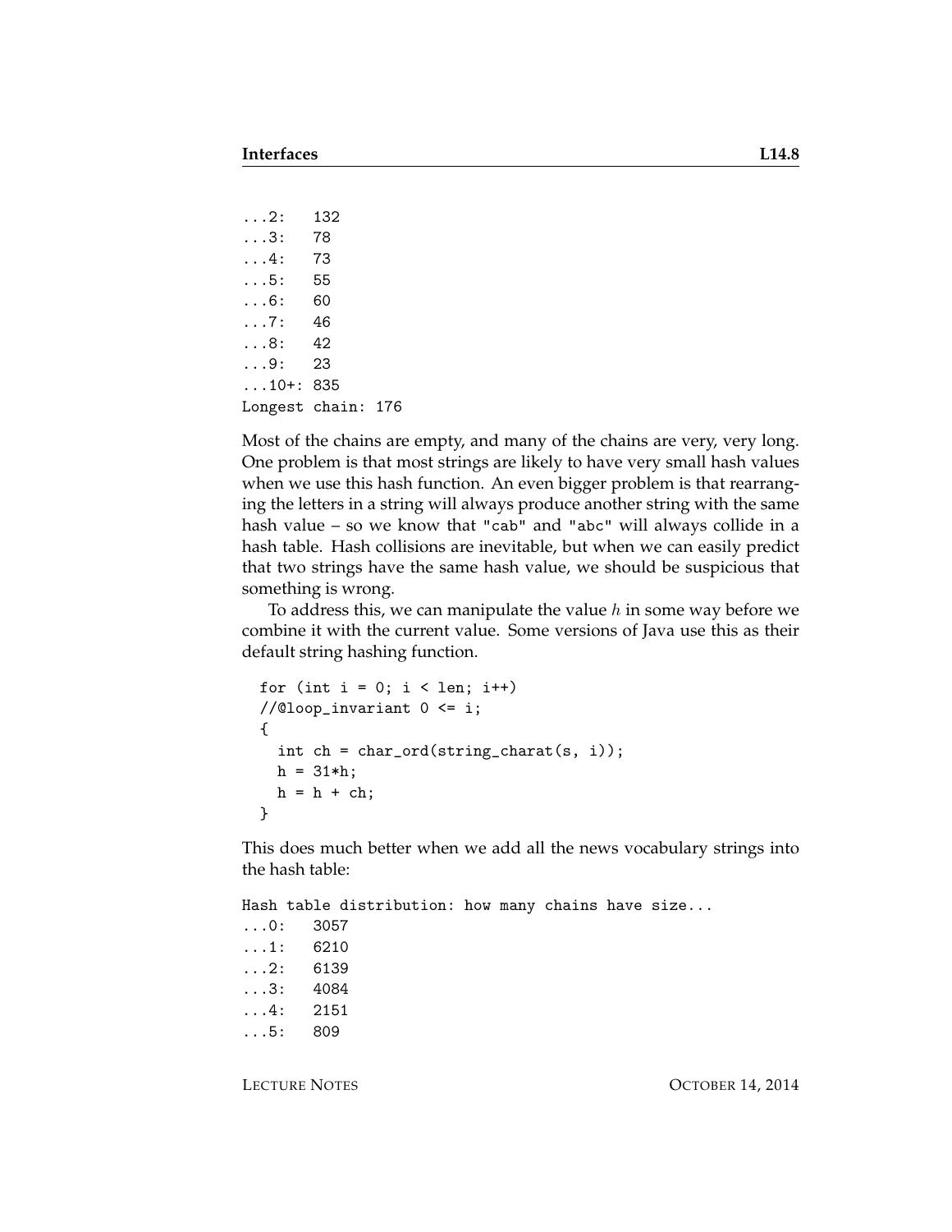```
...2:   132
...3:   78
...4:   73
...5:   55
...6:   60
...7:   46
...8:   42
...9:   23
...10+: 835
Longest chain: 176
```

Most of the chains are empty, and many of the chains are very, very long. One problem is that most strings are likely to have very small hash values when we use this hash function. An even bigger problem is that rearranging the letters in a string will always produce another string with the same hash value – so we know that "cab" and "abc" will always collide in a hash table. Hash collisions are inevitable, but when we can easily predict that two strings have the same hash value, we should be suspicious that something is wrong.

To address this, we can manipulate the value $h$ in some way before we combine it with the current value. Some versions of Java use this as their default string hashing function.

```
for (int i = 0; i < len; i++)
//@loop_invariant 0 <= i;
{
  int ch = char_ord(string_charat(s, i));
  h = 31*h;
  h = h + ch;
}
```

This does much better when we add all the news vocabulary strings into the hash table:

```
Hash table distribution: how many chains have size...
...0:   3057
...1:   6210
...2:   6139
...3:   4084
...4:   2151
...5:   809
```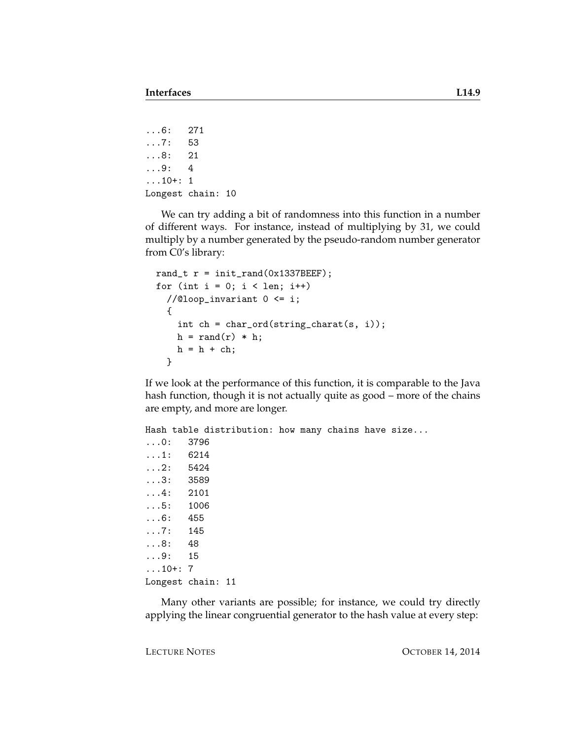```
...6:   271
...7:   53
...8:   21
...9:   4
...10+: 1
Longest chain: 10
```

We can try adding a bit of randomness into this function in a number of different ways. For instance, instead of multiplying by 31, we could multiply by a number generated by the pseudo-random number generator from C0's library:

```
rand_t r = init_rand(0x1337BEEF);
for (int i = 0; i < len; i++)
  //@loop_invariant 0 <= i;
  {
    int ch = char_ord(string_charat(s, i));
    h = rand(r) * h;
    h = h + ch;
  }
```

If we look at the performance of this function, it is comparable to the Java hash function, though it is not actually quite as good – more of the chains are empty, and more are longer.

```
Hash table distribution: how many chains have size...
...0:   3796
...1:   6214
...2:   5424
...3:   3589
...4:   2101
...5:   1006
...6:   455
...7:   145
...8:   48
...9:   15
...10+: 7
Longest chain: 11
```

Many other variants are possible; for instance, we could try directly applying the linear congruential generator to the hash value at every step: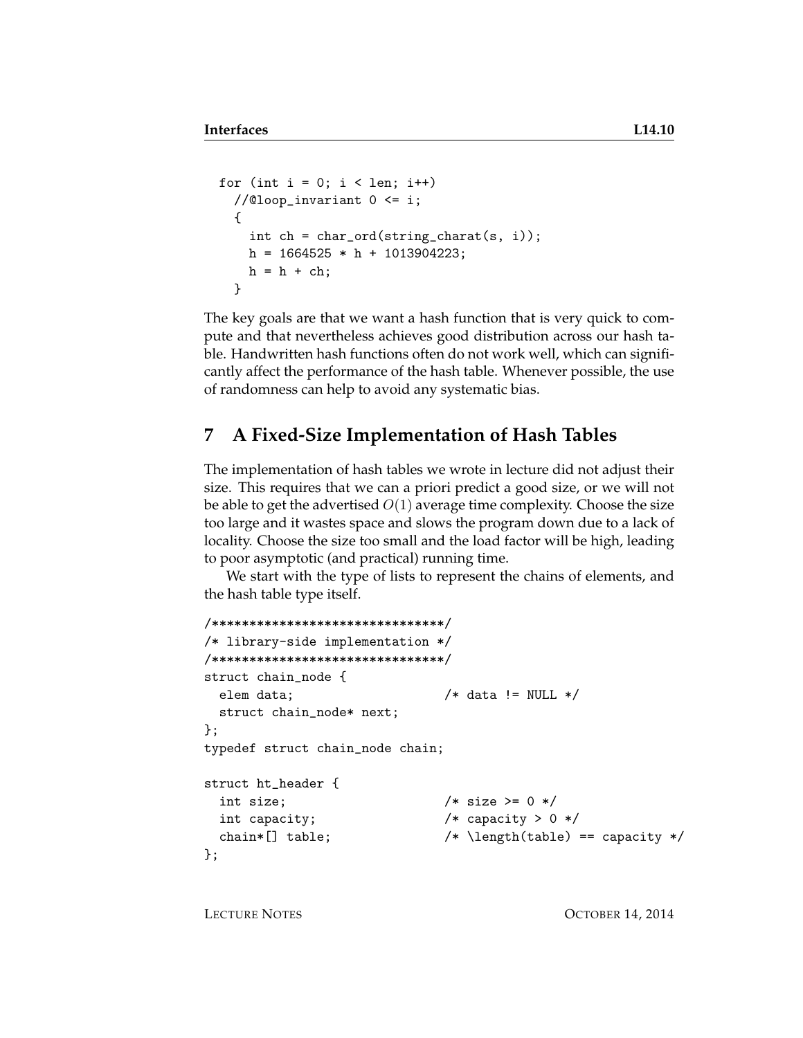```
  for (int i = 0; i < len; i++)
    //@loop_invariant 0 <= i;
    {
      int ch = char_ord(string_charat(s, i));
      h = 1664525 * h + 1013904223;
      h = h + ch;
    }
```

The key goals are that we want a hash function that is very quick to compute and that nevertheless achieves good distribution across our hash table. Handwritten hash functions often do not work well, which can significantly affect the performance of the hash table. Whenever possible, the use of randomness can help to avoid any systematic bias.

## 7 A Fixed-Size Implementation of Hash Tables

The implementation of hash tables we wrote in lecture did not adjust their size. This requires that we can a priori predict a good size, or we will not be able to get the advertised $O(1)$ average time complexity. Choose the size too large and it wastes space and slows the program down due to a lack of locality. Choose the size too small and the load factor will be high, leading to poor asymptotic (and practical) running time.

We start with the type of lists to represent the chains of elements, and the hash table type itself.

```
/*******************************/
/* library-side implementation */
/*******************************/
struct chain_node {
  elem data;                    /* data != NULL */
  struct chain_node* next;
};
typedef struct chain_node chain;

struct ht_header {
  int size;                     /* size >= 0 */
  int capacity;                 /* capacity > 0 */
  chain*[] table;               /* \length(table) == capacity */
};
```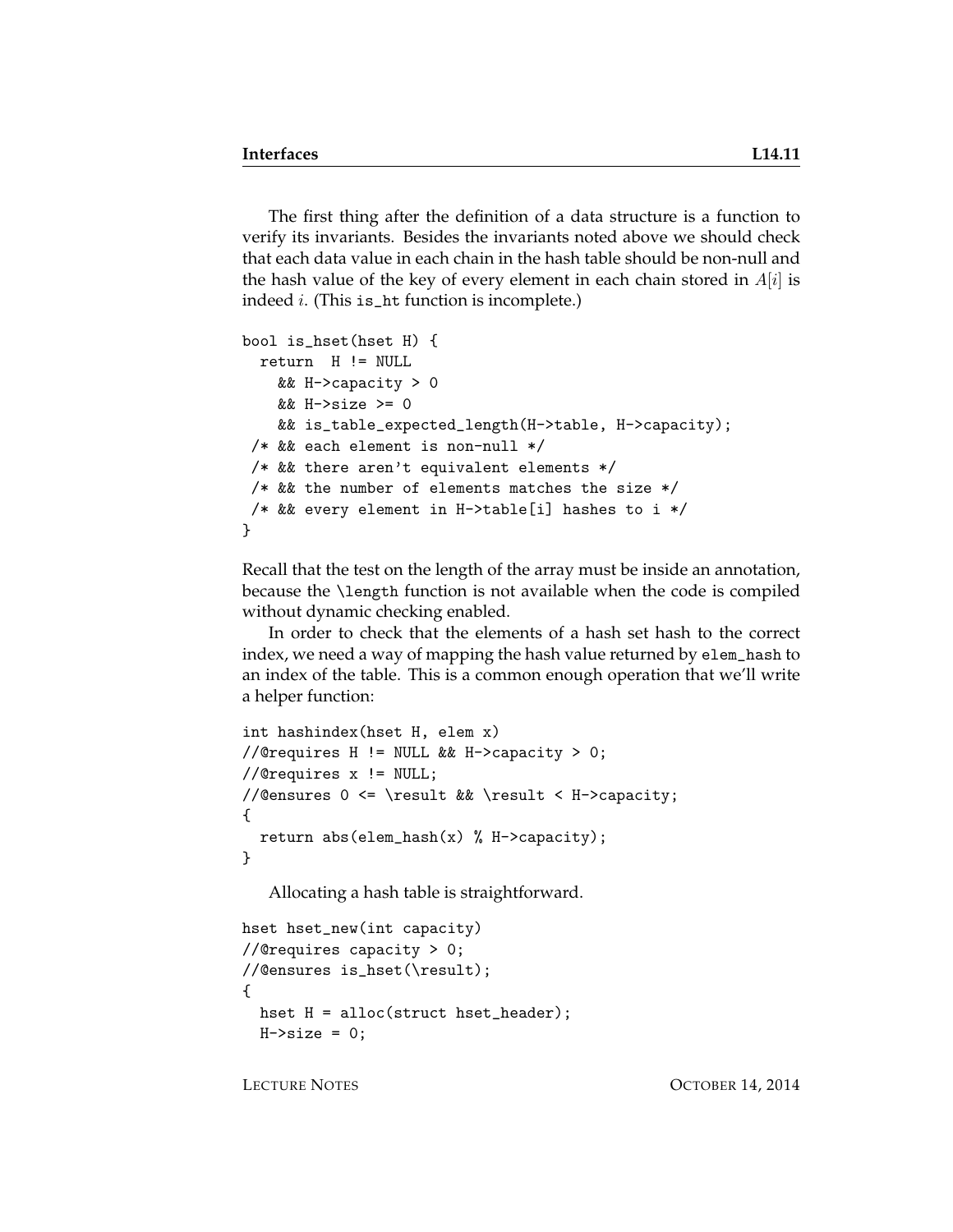The first thing after the definition of a data structure is a function to verify its invariants. Besides the invariants noted above we should check that each data value in each chain in the hash table should be non-null and the hash value of the key of every element in each chain stored in $A[i]$ is indeed $i$. (This is_ht function is incomplete.)

```
bool is_hset(hset H) {
  return  H != NULL
    && H->capacity > 0
    && H->size >= 0
    && is_table_expected_length(H->table, H->capacity);
 /* && each element is non-null */
 /* && there aren't equivalent elements */
 /* && the number of elements matches the size */
 /* && every element in H->table[i] hashes to i */
}
```

Recall that the test on the length of the array must be inside an annotation, because the `\length` function is not available when the code is compiled without dynamic checking enabled.

In order to check that the elements of a hash set hash to the correct index, we need a way of mapping the hash value returned by `elem_hash` to an index of the table. This is a common enough operation that we'll write a helper function:

```
int hashindex(hset H, elem x)
//@requires H != NULL && H->capacity > 0;
//@requires x != NULL;
//@ensures 0 <= \result && \result < H->capacity;
{
  return abs(elem_hash(x) % H->capacity);
}
```

Allocating a hash table is straightforward.

```
hset hset_new(int capacity)
//@requires capacity > 0;
//@ensures is_hset(\result);
{
  hset H = alloc(struct hset_header);
  H->size = 0;
```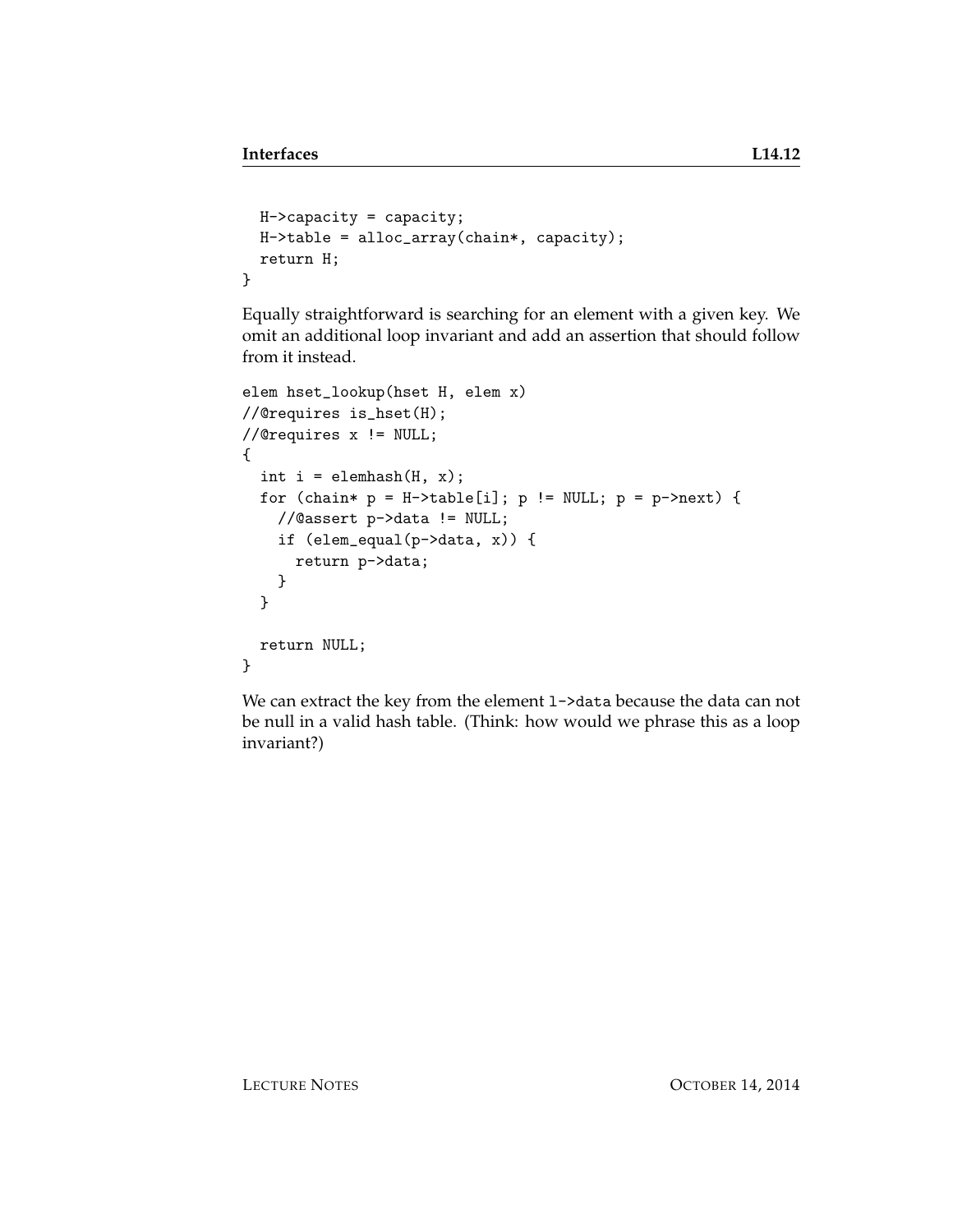```
  H->capacity = capacity;
  H->table = alloc_array(chain*, capacity);
  return H;
}
```

Equally straightforward is searching for an element with a given key. We omit an additional loop invariant and add an assertion that should follow from it instead.

```
elem hset_lookup(hset H, elem x)
//@requires is_hset(H);
//@requires x != NULL;
{
  int i = elemhash(H, x);
  for (chain* p = H->table[i]; p != NULL; p = p->next) {
    //@assert p->data != NULL;
    if (elem_equal(p->data, x)) {
      return p->data;
    }
  }

  return NULL;
}
```

We can extract the key from the element `l->data` because the data can not be null in a valid hash table. (Think: how would we phrase this as a loop invariant?)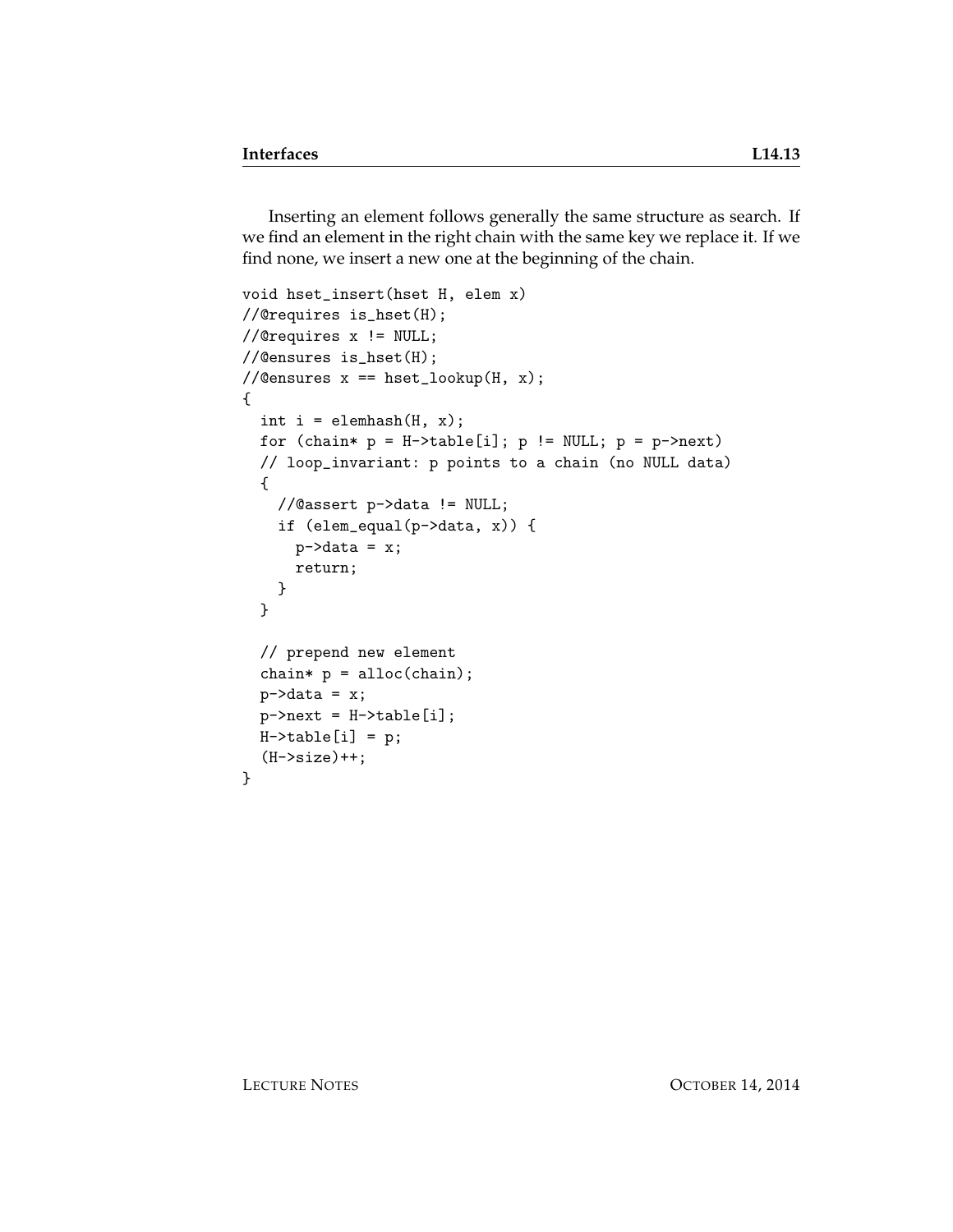Inserting an element follows generally the same structure as search. If we find an element in the right chain with the same key we replace it. If we find none, we insert a new one at the beginning of the chain.

```
void hset_insert(hset H, elem x)
//@requires is_hset(H);
//@requires x != NULL;
//@ensures is_hset(H);
//@ensures x == hset_lookup(H, x);
{
  int i = elemhash(H, x);
  for (chain* p = H->table[i]; p != NULL; p = p->next)
  // loop_invariant: p points to a chain (no NULL data)
  {
    //@assert p->data != NULL;
    if (elem_equal(p->data, x)) {
      p->data = x;
      return;
    }
  }

  // prepend new element
  chain* p = alloc(chain);
  p->data = x;
  p->next = H->table[i];
  H->table[i] = p;
  (H->size)++;
}
```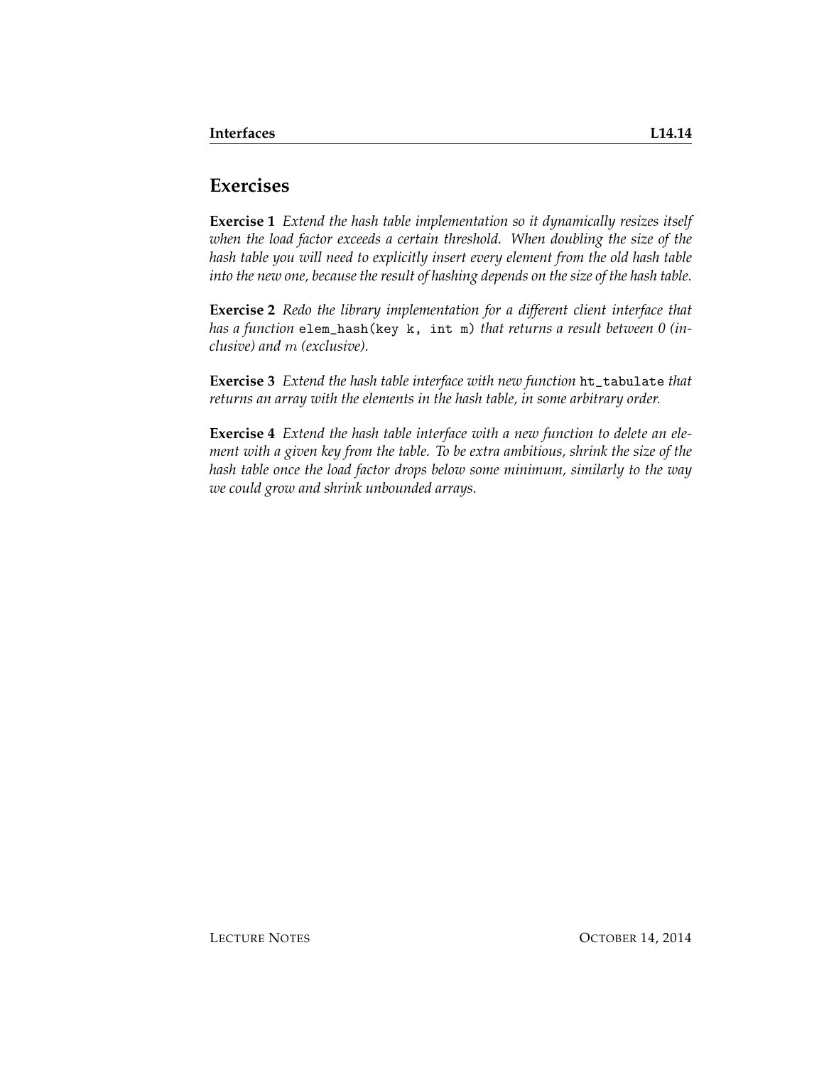## Exercises

**Exercise 1** *Extend the hash table implementation so it dynamically resizes itself when the load factor exceeds a certain threshold. When doubling the size of the hash table you will need to explicitly insert every element from the old hash table into the new one, because the result of hashing depends on the size of the hash table.*

**Exercise 2** *Redo the library implementation for a different client interface that has a function* `elem_hash(key k, int m)` *that returns a result between 0 (inclusive) and $m$ (exclusive).*

**Exercise 3** *Extend the hash table interface with new function* `ht_tabulate` *that returns an array with the elements in the hash table, in some arbitrary order.*

**Exercise 4** *Extend the hash table interface with a new function to delete an element with a given key from the table. To be extra ambitious, shrink the size of the hash table once the load factor drops below some minimum, similarly to the way we could grow and shrink unbounded arrays.*